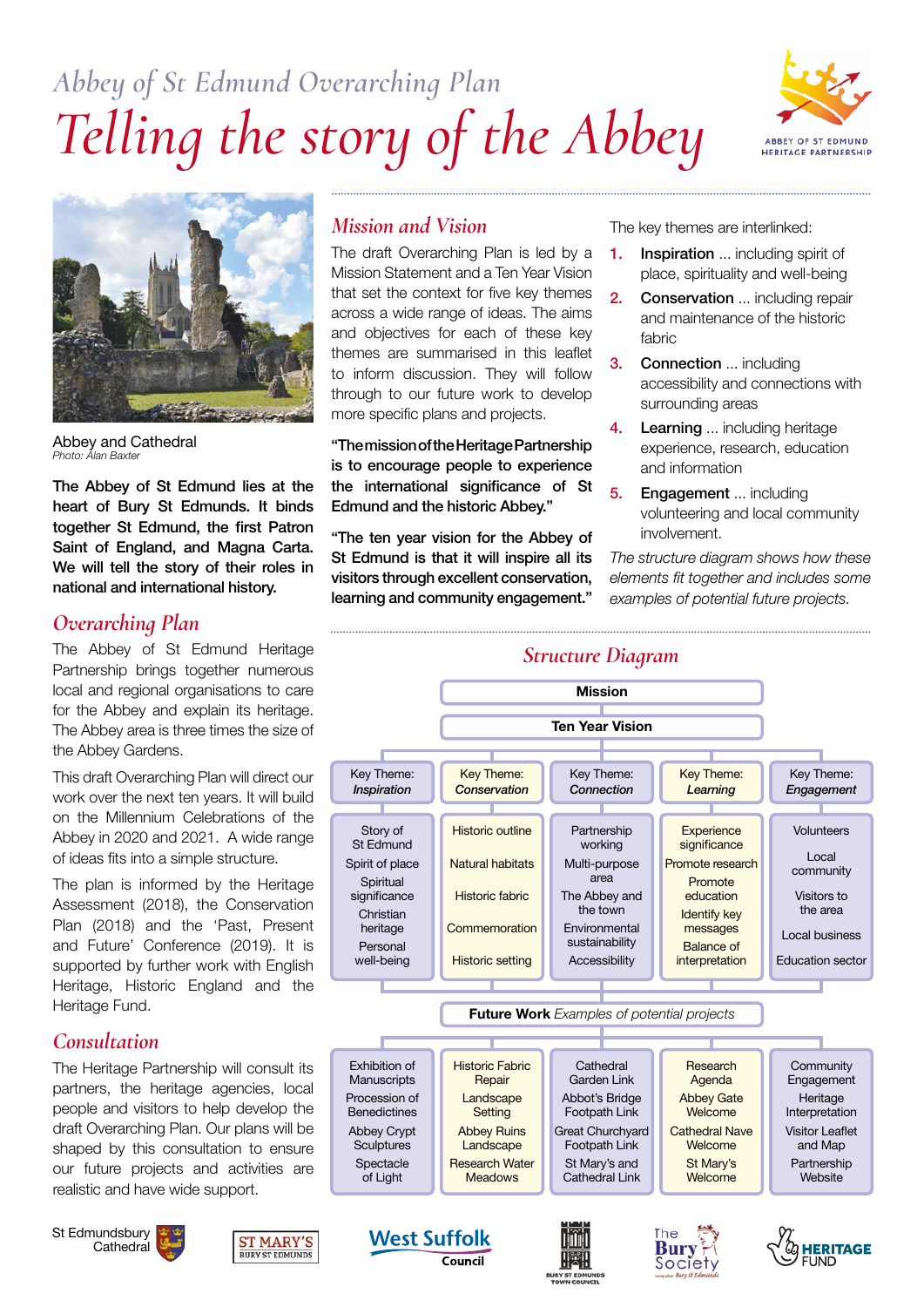*Abbey of St Edmund Overarching Plan*

# *Telling the story of the Abbey*

ABBEY OF ST EDMUND HERITAGE PARTNERSHIP

Abbey and Cathedral
*Photo: Alan Baxter*

**The Abbey of St Edmund lies at the heart of Bury St Edmunds. It binds together St Edmund, the first Patron Saint of England, and Magna Carta. We will tell the story of their roles in national and international history.**

## *Overarching Plan*

The Abbey of St Edmund Heritage Partnership brings together numerous local and regional organisations to care for the Abbey and explain its heritage. The Abbey area is three times the size of the Abbey Gardens.

This draft Overarching Plan will direct our work over the next ten years. It will build on the Millennium Celebrations of the Abbey in 2020 and 2021. A wide range of ideas fits into a simple structure.

The plan is informed by the Heritage Assessment (2018), the Conservation Plan (2018) and the 'Past, Present and Future' Conference (2019). It is supported by further work with English Heritage, Historic England and the Heritage Fund.

## *Consultation*

The Heritage Partnership will consult its partners, the heritage agencies, local people and visitors to help develop the draft Overarching Plan. Our plans will be shaped by this consultation to ensure our future projects and activities are realistic and have wide support.

## *Mission and Vision*

The draft Overarching Plan is led by a Mission Statement and a Ten Year Vision that set the context for five key themes across a wide range of ideas. The aims and objectives for each of these key themes are summarised in this leaflet to inform discussion. They will follow through to our future work to develop more specific plans and projects.

**"The mission of the Heritage Partnership is to encourage people to experience the international significance of St Edmund and the historic Abbey."**

**"The ten year vision for the Abbey of St Edmund is that it will inspire all its visitors through excellent conservation, learning and community engagement."**

The key themes are interlinked:

1. **Inspiration** ... including spirit of place, spirituality and well-being
2. **Conservation** ... including repair and maintenance of the historic fabric
3. **Connection** ... including accessibility and connections with surrounding areas
4. **Learning** ... including heritage experience, research, education and information
5. **Engagement** ... including volunteering and local community involvement.

*The structure diagram shows how these elements fit together and includes some examples of potential future projects.*

## *Structure Diagram*

**Mission**

**Ten Year Vision**

| Key Theme: *Inspiration* | Key Theme: *Conservation* | Key Theme: *Connection* | Key Theme: *Learning* | Key Theme: *Engagement* |
|---|---|---|---|---|
| Story of St Edmund | Historic outline | Partnership working | Experience significance | Volunteers |
| Spirit of place | Natural habitats | Multi-purpose area | Promote research | Local community |
| Spiritual significance | Historic fabric | The Abbey and the town | Promote education | Visitors to the area |
| Christian heritage | Commemoration | Environmental sustainability | Identify key messages | Local business |
| Personal well-being | Historic setting | Accessibility | Balance of interpretation | Education sector |

**Future Work** *Examples of potential projects*

| Inspiration | Conservation | Connection | Learning | Engagement |
|---|---|---|---|---|
| Exhibition of Manuscripts | Historic Fabric Repair | Cathedral Garden Link | Research Agenda | Community Engagement |
| Procession of Benedictines | Landscape Setting | Abbot's Bridge Footpath Link | Abbey Gate Welcome | Heritage Interpretation |
| Abbey Crypt Sculptures | Abbey Ruins Landscape | Great Churchyard Footpath Link | Cathedral Nave Welcome | Visitor Leaflet and Map |
| Spectacle of Light | Research Water Meadows | St Mary's and Cathedral Link | St Mary's Welcome | Partnership Website |

St Edmundsbury Cathedral · ST MARY'S BURY ST EDMUNDS · West Suffolk Council · Bury St Edmunds Town Council · The Bury Society · Heritage Fund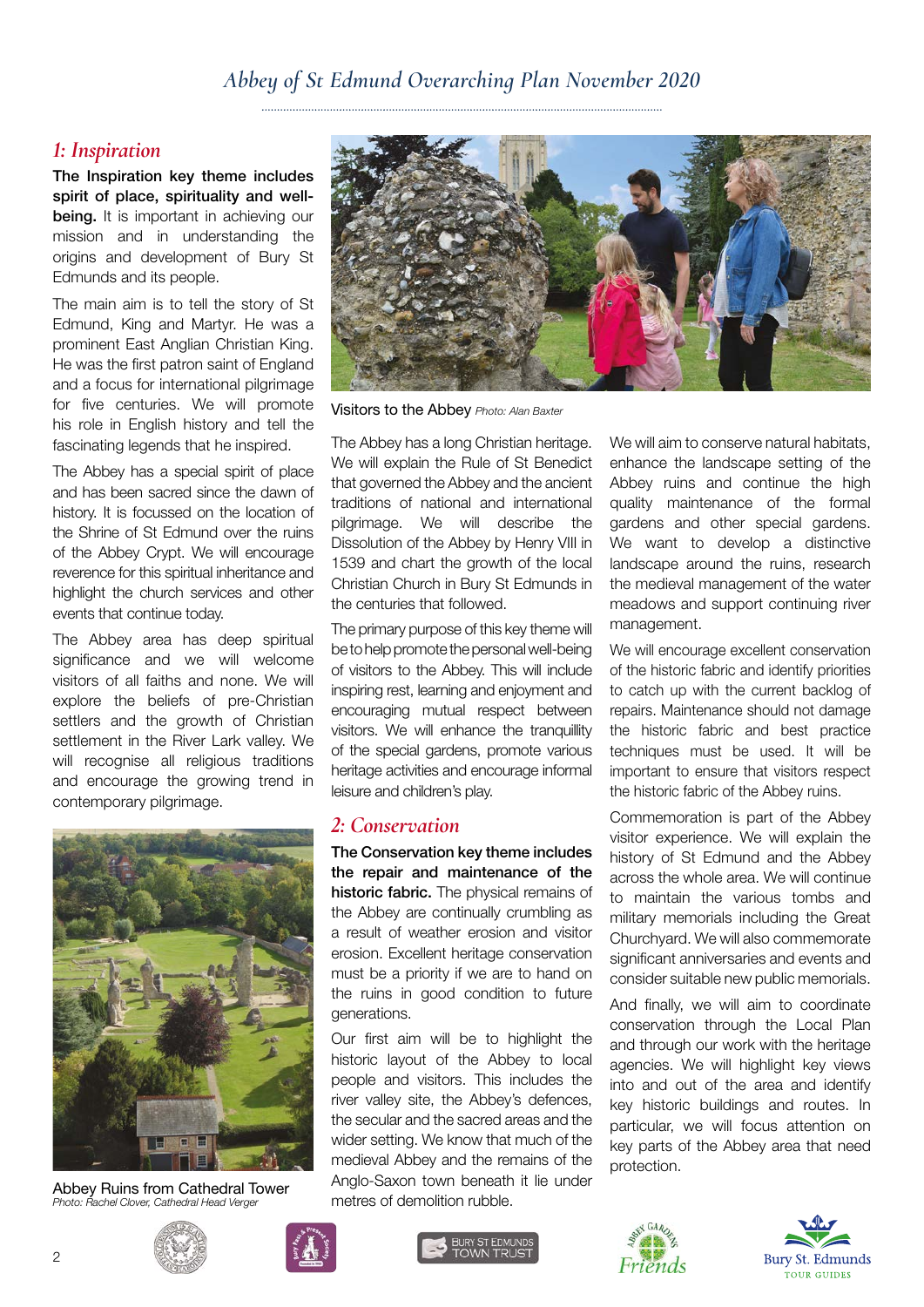## 1: Inspiration

**The Inspiration key theme includes spirit of place, spirituality and well-being.** It is important in achieving our mission and in understanding the origins and development of Bury St Edmunds and its people.

The main aim is to tell the story of St Edmund, King and Martyr. He was a prominent East Anglian Christian King. He was the first patron saint of England and a focus for international pilgrimage for five centuries. We will promote his role in English history and tell the fascinating legends that he inspired.

The Abbey has a special spirit of place and has been sacred since the dawn of history. It is focussed on the location of the Shrine of St Edmund over the ruins of the Abbey Crypt. We will encourage reverence for this spiritual inheritance and highlight the church services and other events that continue today.

The Abbey area has deep spiritual significance and we will welcome visitors of all faiths and none. We will explore the beliefs of pre-Christian settlers and the growth of Christian settlement in the River Lark valley. We will recognise all religious traditions and encourage the growing trend in contemporary pilgrimage.

Abbey Ruins from Cathedral Tower
*Photo: Rachel Clover, Cathedral Head Verger*

Visitors to the Abbey *Photo: Alan Baxter*

The Abbey has a long Christian heritage. We will explain the Rule of St Benedict that governed the Abbey and the ancient traditions of national and international pilgrimage. We will describe the Dissolution of the Abbey by Henry VIII in 1539 and chart the growth of the local Christian Church in Bury St Edmunds in the centuries that followed.

The primary purpose of this key theme will be to help promote the personal well-being of visitors to the Abbey. This will include inspiring rest, learning and enjoyment and encouraging mutual respect between visitors. We will enhance the tranquillity of the special gardens, promote various heritage activities and encourage informal leisure and children's play.

## 2: Conservation

**The Conservation key theme includes the repair and maintenance of the historic fabric.** The physical remains of the Abbey are continually crumbling as a result of weather erosion and visitor erosion. Excellent heritage conservation must be a priority if we are to hand on the ruins in good condition to future generations.

Our first aim will be to highlight the historic layout of the Abbey to local people and visitors. This includes the river valley site, the Abbey's defences, the secular and the sacred areas and the wider setting. We know that much of the medieval Abbey and the remains of the Anglo-Saxon town beneath it lie under metres of demolition rubble.

We will aim to conserve natural habitats, enhance the landscape setting of the Abbey ruins and continue the high quality maintenance of the formal gardens and other special gardens. We want to develop a distinctive landscape around the ruins, research the medieval management of the water meadows and support continuing river management.

We will encourage excellent conservation of the historic fabric and identify priorities to catch up with the current backlog of repairs. Maintenance should not damage the historic fabric and best practice techniques must be used. It will be important to ensure that visitors respect the historic fabric of the Abbey ruins.

Commemoration is part of the Abbey visitor experience. We will explain the history of St Edmund and the Abbey across the whole area. We will continue to maintain the various tombs and military memorials including the Great Churchyard. We will also commemorate significant anniversaries and events and consider suitable new public memorials.

And finally, we will aim to coordinate conservation through the Local Plan and through our work with the heritage agencies. We will highlight key views into and out of the area and identify key historic buildings and routes. In particular, we will focus attention on key parts of the Abbey area that need protection.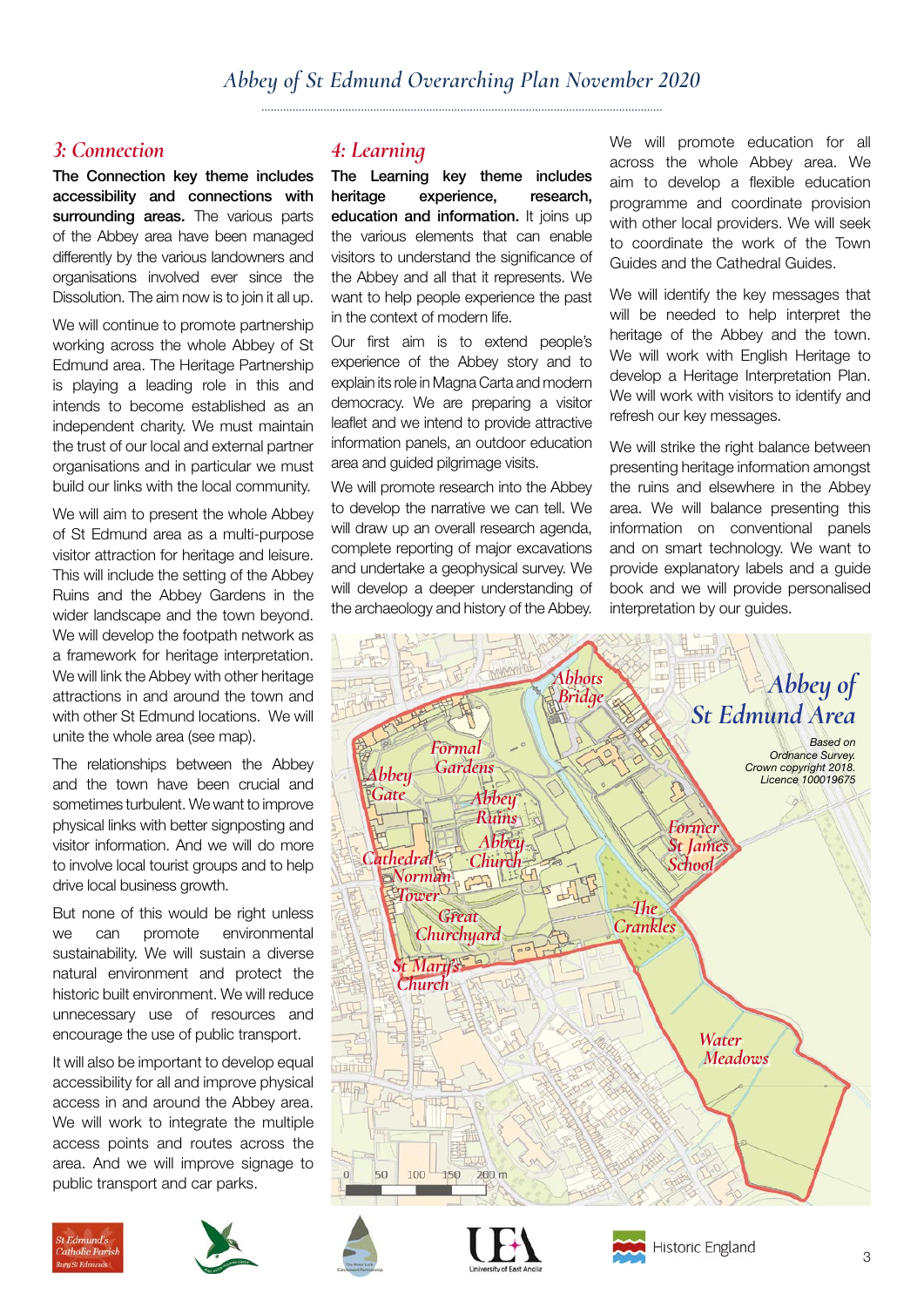## 3: Connection

**The Connection key theme includes accessibility and connections with surrounding areas.** The various parts of the Abbey area have been managed differently by the various landowners and organisations involved ever since the Dissolution. The aim now is to join it all up.

We will continue to promote partnership working across the whole Abbey of St Edmund area. The Heritage Partnership is playing a leading role in this and intends to become established as an independent charity. We must maintain the trust of our local and external partner organisations and in particular we must build our links with the local community.

We will aim to present the whole Abbey of St Edmund area as a multi-purpose visitor attraction for heritage and leisure. This will include the setting of the Abbey Ruins and the Abbey Gardens in the wider landscape and the town beyond. We will develop the footpath network as a framework for heritage interpretation. We will link the Abbey with other heritage attractions in and around the town and with other St Edmund locations. We will unite the whole area (see map).

The relationships between the Abbey and the town have been crucial and sometimes turbulent. We want to improve physical links with better signposting and visitor information. And we will do more to involve local tourist groups and to help drive local business growth.

But none of this would be right unless we can promote environmental sustainability. We will sustain a diverse natural environment and protect the historic built environment. We will reduce unnecessary use of resources and encourage the use of public transport.

It will also be important to develop equal accessibility for all and improve physical access in and around the Abbey area. We will work to integrate the multiple access points and routes across the area. And we will improve signage to public transport and car parks.

## 4: Learning

**The Learning key theme includes heritage experience, research, education and information.** It joins up the various elements that can enable visitors to understand the significance of the Abbey and all that it represents. We want to help people experience the past in the context of modern life.

Our first aim is to extend people's experience of the Abbey story and to explain its role in Magna Carta and modern democracy. We are preparing a visitor leaflet and we intend to provide attractive information panels, an outdoor education area and guided pilgrimage visits.

We will promote research into the Abbey to develop the narrative we can tell. We will draw up an overall research agenda, complete reporting of major excavations and undertake a geophysical survey. We will develop a deeper understanding of the archaeology and history of the Abbey.

We will promote education for all across the whole Abbey area. We aim to develop a flexible education programme and coordinate provision with other local providers. We will seek to coordinate the work of the Town Guides and the Cathedral Guides.

We will identify the key messages that will be needed to help interpret the heritage of the Abbey and the town. We will work with English Heritage to develop a Heritage Interpretation Plan. We will work with visitors to identify and refresh our key messages.

We will strike the right balance between presenting heritage information amongst the ruins and elsewhere in the Abbey area. We will balance presenting this information on conventional panels and on smart technology. We want to provide explanatory labels and a guide book and we will provide personalised interpretation by our guides.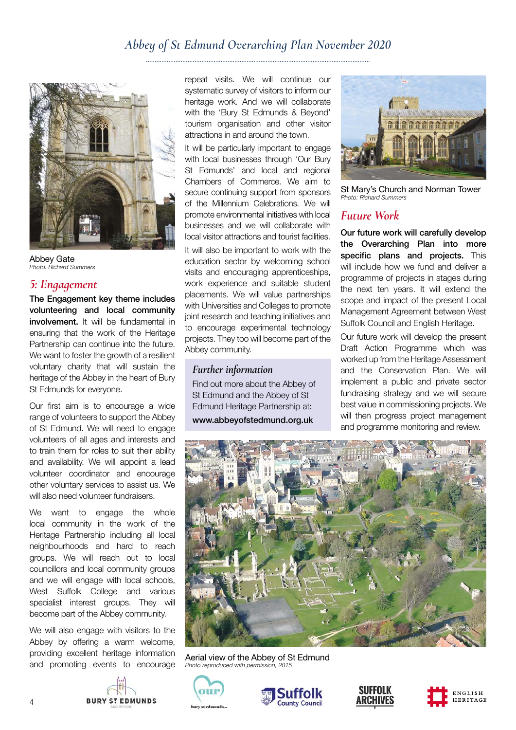Abbey Gate
*Photo: Richard Summers*

## 5: Engagement

**The Engagement key theme includes volunteering and local community involvement.** It will be fundamental in ensuring that the work of the Heritage Partnership can continue into the future. We want to foster the growth of a resilient voluntary charity that will sustain the heritage of the Abbey in the heart of Bury St Edmunds for everyone.

Our first aim is to encourage a wide range of volunteers to support the Abbey of St Edmund. We will need to engage volunteers of all ages and interests and to train them for roles to suit their ability and availability. We will appoint a lead volunteer coordinator and encourage other voluntary services to assist us. We will also need volunteer fundraisers.

We want to engage the whole local community in the work of the Heritage Partnership including all local neighbourhoods and hard to reach groups. We will reach out to local councillors and local community groups and we will engage with local schools, West Suffolk College and various specialist interest groups. They will become part of the Abbey community.

We will also engage with visitors to the Abbey by offering a warm welcome, providing excellent heritage information and promoting events to encourage repeat visits. We will continue our systematic survey of visitors to inform our heritage work. And we will collaborate with the 'Bury St Edmunds & Beyond' tourism organisation and other visitor attractions in and around the town.

It will be particularly important to engage with local businesses through 'Our Bury St Edmunds' and local and regional Chambers of Commerce. We aim to secure continuing support from sponsors of the Millennium Celebrations. We will promote environmental initiatives with local businesses and we will collaborate with local visitor attractions and tourist facilities.

It will also be important to work with the education sector by welcoming school visits and encouraging apprenticeships, work experience and suitable student placements. We will value partnerships with Universities and Colleges to promote joint research and teaching initiatives and to encourage experimental technology projects. They too will become part of the Abbey community.

### Further information

Find out more about the Abbey of St Edmund and the Abbey of St Edmund Heritage Partnership at:
**www.abbeyofstedmund.org.uk**

St Mary's Church and Norman Tower
*Photo: Richard Summers*

## Future Work

**Our future work will carefully develop the Overarching Plan into more specific plans and projects.** This will include how we fund and deliver a programme of projects in stages during the next ten years. It will extend the scope and impact of the present Local Management Agreement between West Suffolk Council and English Heritage.

Our future work will develop the present Draft Action Programme which was worked up from the Heritage Assessment and the Conservation Plan. We will implement a public and private sector fundraising strategy and we will secure best value in commissioning projects. We will then progress project management and programme monitoring and review.

Aerial view of the Abbey of St Edmund
*Photo reproduced with permission, 2015*

BURY ST EDMUNDS AND BEYOND · our bury st edmunds · Suffolk County Council · SUFFOLK ARCHIVES · ENGLISH HERITAGE